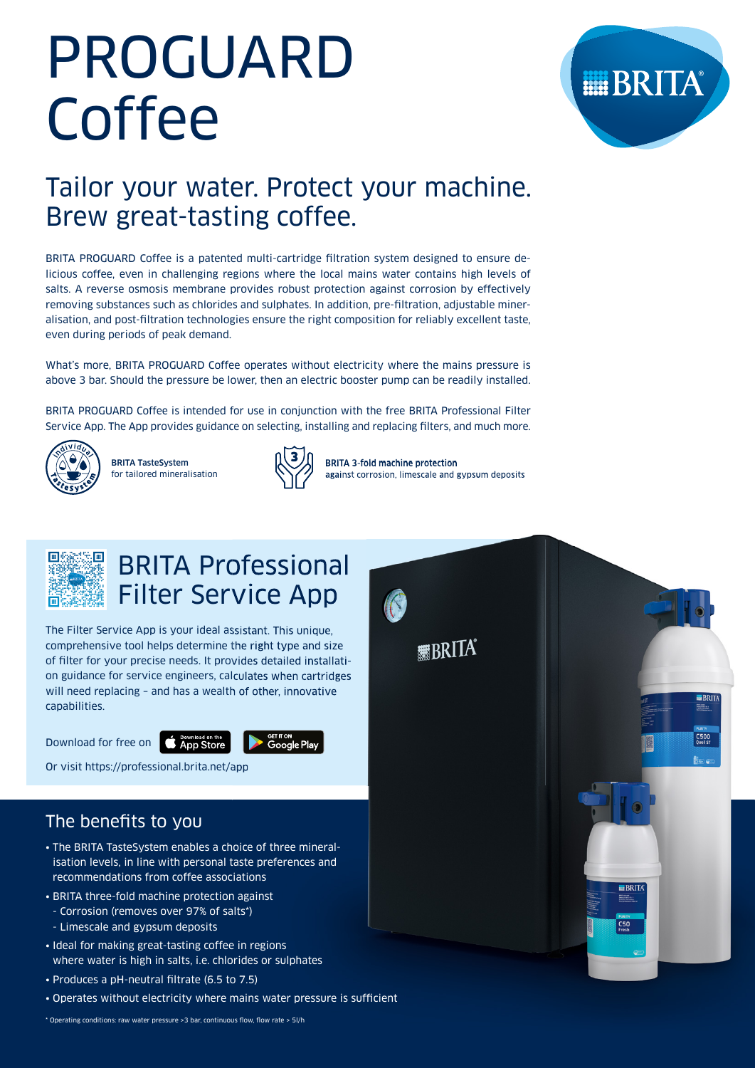# PROGUARD Coffee

## Tailor your water. Protect your machine. Brew great-tasting coffee.

BRITA PROGUARD Coffee is a patented multi-cartridge filtration system designed to ensure delicious coffee, even in challenging regions where the local mains water contains high levels of salts. A reverse osmosis membrane provides robust protection against corrosion by effectively removing substances such as chlorides and sulphates. In addition, pre-filtration, adjustable mineralisation, and post-filtration technologies ensure the right composition for reliably excellent taste, even during periods of peak demand.

What's more, BRITA PROGUARD Coffee operates without electricity where the mains pressure is above 3 bar. Should the pressure be lower, then an electric booster pump can be readily installed.

BRITA PROGUARD Coffee is intended for use in conjunction with the free BRITA Professional Filter Service App. The App provides guidance on selecting, installing and replacing filters, and much more.

**BRITA TasteSystem**
for tailored mineralisation

**BRITA 3-fold machine protection**
against corrosion, limescale and gypsum deposits

## BRITA Professional Filter Service App

The Filter Service App is your ideal assistant. This unique, comprehensive tool helps determine the right type and size of filter for your precise needs. It provides detailed installation guidance for service engineers, calculates when cartridges will need replacing – and has a wealth of other, innovative capabilities.

Download for free on App Store / Google Play

Or visit https://professional.brita.net/app

## The benefits to you

- The BRITA TasteSystem enables a choice of three mineralisation levels, in line with personal taste preferences and recommendations from coffee associations
- BRITA three-fold machine protection against
  - Corrosion (removes over 97% of salts*)
  - Limescale and gypsum deposits
- Ideal for making great-tasting coffee in regions where water is high in salts, i.e. chlorides or sulphates
- Produces a pH-neutral filtrate (6.5 to 7.5)
- Operates without electricity where mains water pressure is sufficient

\* Operating conditions: raw water pressure >3 bar, continuous flow, flow rate > 5l/h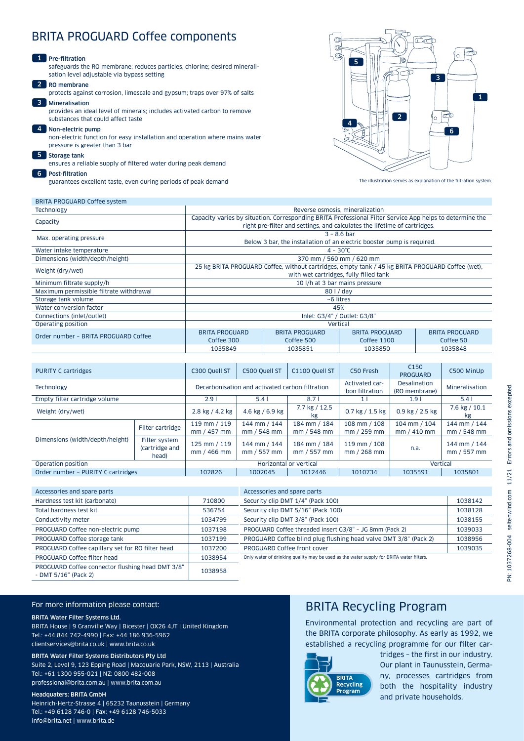# BRITA PROGUARD Coffee components

**1 Pre-filtration**
safeguards the RO membrane; reduces particles, chlorine; desired mineralisation level adjustable via bypass setting

**2 RO membrane**
protects against corrosion, limescale and gypsum; traps over 97% of salts

**3 Mineralisation**
provides an ideal level of minerals; includes activated carbon to remove substances that could affect taste

**4 Non-electric pump**
non-electric function for easy installation and operation where mains water pressure is greater than 3 bar

**5 Storage tank**
ensures a reliable supply of filtered water during peak demand

**6 Post-filtration**
guarantees excellent taste, even during periods of peak demand

The illustration serves as explanation of the filtration system.

| BRITA PROGUARD Coffee system | | | | |
|---|---|---|---|---|
| Technology | Reverse osmosis, mineralization | | | |
| Capacity | Capacity varies by situation. Corresponding BRITA Professional Filter Service App helps to determine the right pre-filter and settings, and calculates the lifetime of cartridges. | | | |
| Max. operating pressure | 3 – 8.6 bar<br>Below 3 bar, the installation of an electric booster pump is required. | | | |
| Water intake temperature | 4 – 30°C | | | |
| Dimensions (width/depth/height) | 370 mm / 560 mm / 620 mm | | | |
| Weight (dry/wet) | 25 kg BRITA PROGUARD Coffee, without cartridges, empty tank / 45 kg BRITA PROGUARD Coffee (wet), with wet cartridges, fully filled tank | | | |
| Minimum filtrate supply/h | 10 l/h at 3 bar mains pressure | | | |
| Maximum permissible filtrate withdrawal | 80 l / day | | | |
| Storage tank volume | ~6 litres | | | |
| Water conversion factor | 45% | | | |
| Connections (inlet/outlet) | Inlet: G3/4" / Outlet: G3/8" | | | |
| Operating position | Vertical | | | |
| Order number – BRITA PROGUARD Coffee | BRITA PROGUARD Coffee 300 | BRITA PROGUARD Coffee 500 | BRITA PROGUARD Coffee 1100 | BRITA PROGUARD Coffee 50 |
| | 1035849 | 1035851 | 1035850 | 1035848 |

| PURITY C cartridges | | C300 Quell ST | C500 Quell ST | C1100 Quell ST | C50 Fresh | C150 PROGUARD | C500 MinUp |
|---|---|---|---|---|---|---|---|
| Technology | | Decarbonisation and activated carbon filtration | | | Activated carbon filtration | Desalination (RO membrane) | Mineralisation |
| Empty filter cartridge volume | | 2.9 l | 5.4 l | 8.7 l | 1 l | 1.9 l | 5.4 l |
| Weight (dry/wet) | | 2.8 kg / 4.2 kg | 4.6 kg / 6.9 kg | 7.7 kg / 12.5 kg | 0.7 kg / 1.5 kg | 0.9 kg / 2.5 kg | 7.6 kg / 10.1 kg |
| Dimensions (width/depth/height) | Filter cartridge | 119 mm / 119 mm / 457 mm | 144 mm / 144 mm / 548 mm | 184 mm / 184 mm / 548 mm | 108 mm / 108 mm / 259 mm | 104 mm / 104 mm / 410 mm | 144 mm / 144 mm / 548 mm |
| | Filter system (cartridge and head) | 125 mm / 119 mm / 466 mm | 144 mm / 144 mm / 557 mm | 184 mm / 184 mm / 557 mm | 119 mm / 108 mm / 268 mm | n.a. | 144 mm / 144 mm / 557 mm |
| Operation position | | Horizontal or vertical | | | | Vertical | |
| Order number – PURITY C cartridges | | 102826 | 1002045 | 1012446 | 1010734 | 1035591 | 1035801 |

| Accessories and spare parts | |
|---|---|
| Hardness test kit (carbonate) | 710800 |
| Total hardness test kit | 536754 |
| Conductivity meter | 1034799 |
| PROGUARD Coffee non-electric pump | 1037198 |
| PROGUARD Coffee storage tank | 1037199 |
| PROGUARD Coffee capillary set for RO filter head | 1037200 |
| PROGUARD Coffee filter head | 1038954 |
| PROGUARD Coffee connector flushing head DMT 3/8" – DMT 5/16" (Pack 2) | 1038958 |

| Accessories and spare parts | |
|---|---|
| Security clip DMT 1/4" (Pack 100) | 1038142 |
| Security clip DMT 5/16" (Pack 100) | 1038128 |
| Security clip DMT 3/8" (Pack 100) | 1038155 |
| PROGUARD Coffee threaded insert G3/8" – JG 8mm (Pack 2) | 1039033 |
| PROGUARD Coffee blind plug flushing head valve DMT 3/8" (Pack 2) | 1038956 |
| PROGUARD Coffee front cover | 1039035 |

Only water of drinking quality may be used as the water supply for BRITA water filters.

PN: 1037268-004 seitenwind.com 11/21 Errors and omissions excepted.

## For more information please contact:

**BRITA Water Filter Systems Ltd.**
BRITA House | 9 Granville Way | Bicester | OX26 4JT | United Kingdom
Tel.: +44 844 742-4990 | Fax: +44 186 936-5962
clientservices@brita.co.uk | www.brita.co.uk

**BRITA Water Filter Systems Distributors Pty Ltd**
Suite 2, Level 9, 123 Epping Road | Macquarie Park, NSW, 2113 | Australia
Tel.: +61 1300 955-021 | NZ: 0800 482-008
professional@brita.com.au | www.brita.com.au

**Headquaters: BRITA GmbH**
Heinrich-Hertz-Strasse 4 | 65232 Taunusstein | Germany
Tel.: +49 6128 746-0 | Fax: +49 6128 746-5033
info@brita.net | www.brita.de

# BRITA Recycling Program

Environmental protection and recycling are part of the BRITA corporate philosophy. As early as 1992, we established a recycling programme for our filter cartridges – the first in our industry. Our plant in Taunusstein, Germany, processes cartridges from both the hospitality industry and private households.

BRITA Recycling Program